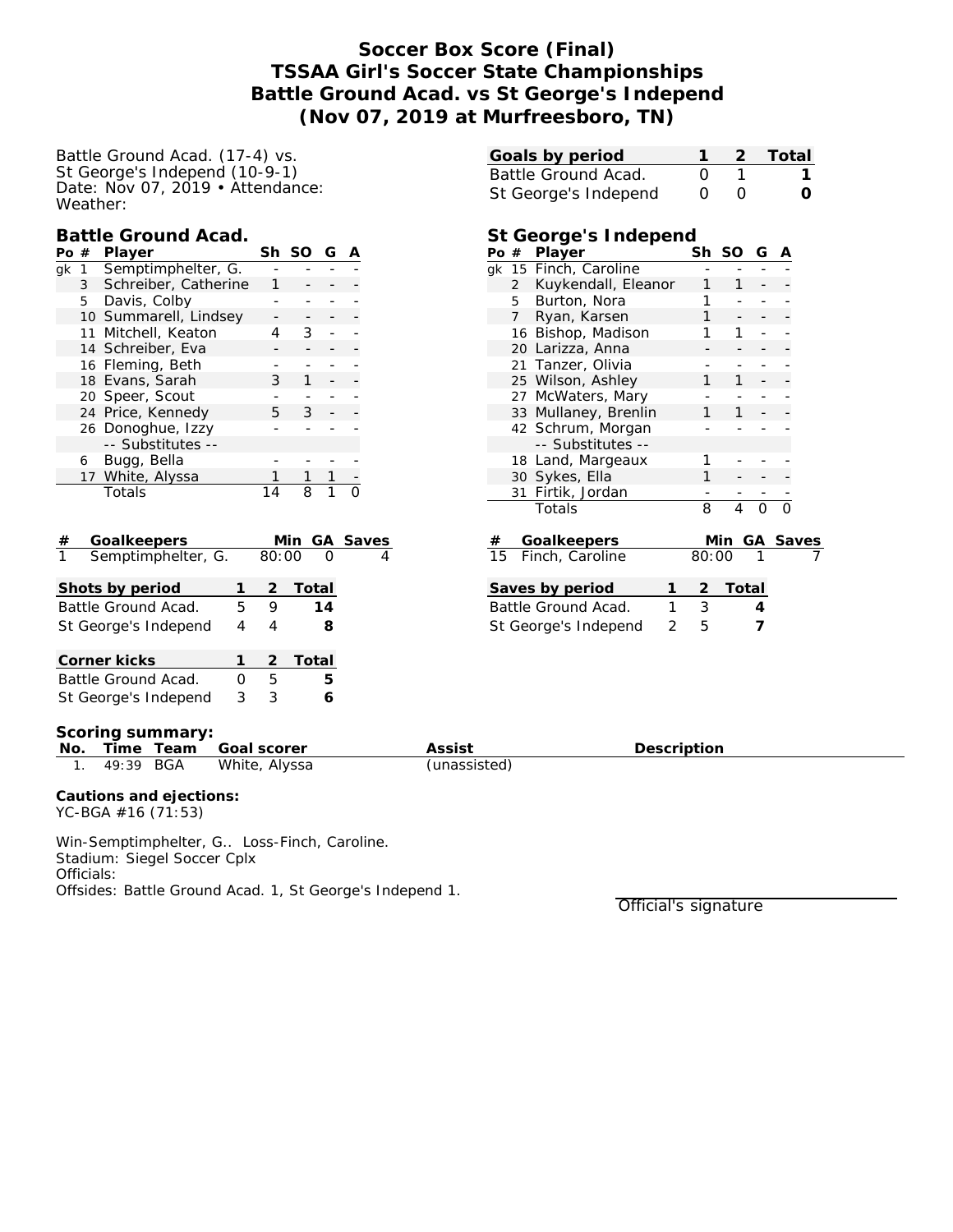# Soccer Box Score (Final)
# TSSAA Girl's Soccer State Championships
# Battle Ground Acad. vs St George's Independ
# (Nov 07, 2019 at Murfreesboro, TN)

Battle Ground Acad. (17-4) vs.
St George's Independ (10-9-1)
Date: Nov 07, 2019 • Attendance:
Weather:

| Goals by period | 1 | 2 | Total |
|---|---|---|---|
| Battle Ground Acad. | 0 | 1 | 1 |
| St George's Independ | 0 | 0 | 0 |

## Battle Ground Acad.

| Po | # | Player | Sh | SO | G | A |
|---|---|---|---|---|---|---|
| gk | 1 | Semptimphelter, G. | - | - | - | - |
| | 3 | Schreiber, Catherine | 1 | - | - | - |
| | 5 | Davis, Colby | - | - | - | - |
| | 10 | Summarell, Lindsey | - | - | - | - |
| | 11 | Mitchell, Keaton | 4 | 3 | - | - |
| | 14 | Schreiber, Eva | - | - | - | - |
| | 16 | Fleming, Beth | - | - | - | - |
| | 18 | Evans, Sarah | 3 | 1 | - | - |
| | 20 | Speer, Scout | - | - | - | - |
| | 24 | Price, Kennedy | 5 | 3 | - | - |
| | 26 | Donoghue, Izzy | - | - | - | - |
| | | -- Substitutes -- | | | | |
| | 6 | Bugg, Bella | - | - | - | - |
| | 17 | White, Alyssa | 1 | 1 | 1 | - |
| | | Totals | 14 | 8 | 1 | 0 |

## St George's Independ

| Po | # | Player | Sh | SO | G | A |
|---|---|---|---|---|---|---|
| gk | 15 | Finch, Caroline | - | - | - | - |
| | 2 | Kuykendall, Eleanor | 1 | 1 | - | - |
| | 5 | Burton, Nora | 1 | - | - | - |
| | 7 | Ryan, Karsen | 1 | - | - | - |
| | 16 | Bishop, Madison | 1 | 1 | - | - |
| | 20 | Larizza, Anna | - | - | - | - |
| | 21 | Tanzer, Olivia | - | - | - | - |
| | 25 | Wilson, Ashley | 1 | 1 | - | - |
| | 27 | McWaters, Mary | - | - | - | - |
| | 33 | Mullaney, Brenlin | 1 | 1 | - | - |
| | 42 | Schrum, Morgan | - | - | - | - |
| | | -- Substitutes -- | | | | |
| | 18 | Land, Margeaux | 1 | - | - | - |
| | 30 | Sykes, Ella | 1 | - | - | - |
| | 31 | Firtik, Jordan | - | - | - | - |
| | | Totals | 8 | 4 | 0 | 0 |

| # | Goalkeepers | Min | GA | Saves |
|---|---|---|---|---|
| 1 | Semptimphelter, G. | 80:00 | 0 | 4 |

| # | Goalkeepers | Min | GA | Saves |
|---|---|---|---|---|
| 15 | Finch, Caroline | 80:00 | 1 | 7 |

| Shots by period | 1 | 2 | Total |
|---|---|---|---|
| Battle Ground Acad. | 5 | 9 | 14 |
| St George's Independ | 4 | 4 | 8 |

| Saves by period | 1 | 2 | Total |
|---|---|---|---|
| Battle Ground Acad. | 1 | 3 | 4 |
| St George's Independ | 2 | 5 | 7 |

| Corner kicks | 1 | 2 | Total |
|---|---|---|---|
| Battle Ground Acad. | 0 | 5 | 5 |
| St George's Independ | 3 | 3 | 6 |

**Scoring summary:**

| No. | Time | Team | Goal scorer | Assist | Description |
|---|---|---|---|---|---|
| 1. | 49:39 | BGA | White, Alyssa | (unassisted) | |

**Cautions and ejections:**
YC-BGA #16 (71:53)

Win-Semptimphelter, G.. Loss-Finch, Caroline.
Stadium: Siegel Soccer Cplx
Officials:
Offsides: Battle Ground Acad. 1, St George's Independ 1.

Official's signature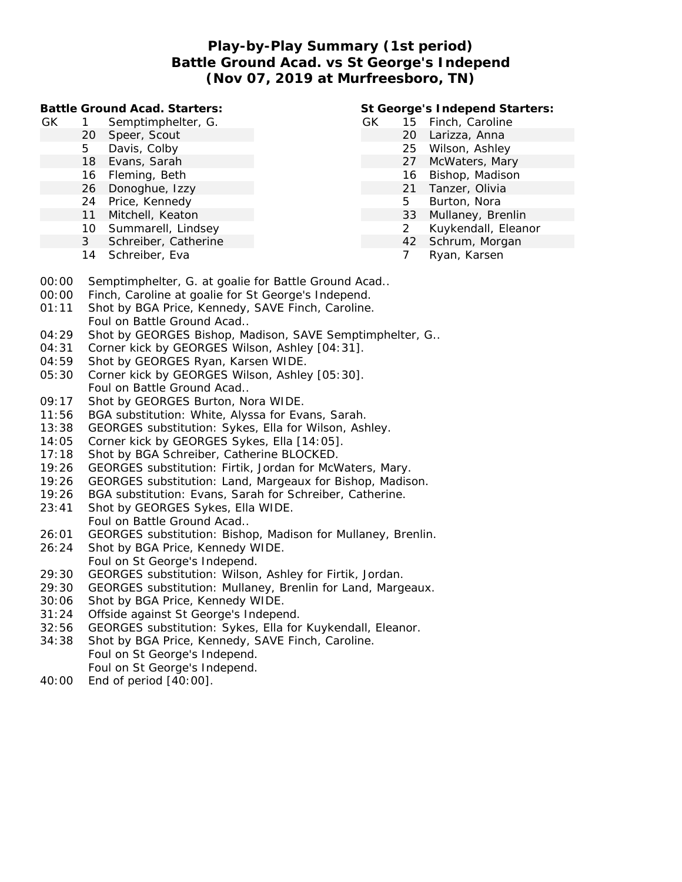# Play-by-Play Summary (1st period)
## Battle Ground Acad. vs St George's Independ
## (Nov 07, 2019 at Murfreesboro, TN)

**Battle Ground Acad. Starters:**

| | | |
|---|---|---|
| GK | 1 | Semptimphelter, G. |
| | 20 | Speer, Scout |
| | 5 | Davis, Colby |
| | 18 | Evans, Sarah |
| | 16 | Fleming, Beth |
| | 26 | Donoghue, Izzy |
| | 24 | Price, Kennedy |
| | 11 | Mitchell, Keaton |
| | 10 | Summarell, Lindsey |
| | 3 | Schreiber, Catherine |
| | 14 | Schreiber, Eva |

**St George's Independ Starters:**

| | | |
|---|---|---|
| GK | 15 | Finch, Caroline |
| | 20 | Larizza, Anna |
| | 25 | Wilson, Ashley |
| | 27 | McWaters, Mary |
| | 16 | Bishop, Madison |
| | 21 | Tanzer, Olivia |
| | 5 | Burton, Nora |
| | 33 | Mullaney, Brenlin |
| | 2 | Kuykendall, Eleanor |
| | 42 | Schrum, Morgan |
| | 7 | Ryan, Karsen |

| Time | Play |
|---|---|
| 00:00 | Semptimphelter, G. at goalie for Battle Ground Acad.. |
| 00:00 | Finch, Caroline at goalie for St George's Independ. |
| 01:11 | Shot by BGA Price, Kennedy, SAVE Finch, Caroline. |
| | Foul on Battle Ground Acad.. |
| 04:29 | Shot by GEORGES Bishop, Madison, SAVE Semptimphelter, G.. |
| 04:31 | Corner kick by GEORGES Wilson, Ashley [04:31]. |
| 04:59 | Shot by GEORGES Ryan, Karsen WIDE. |
| 05:30 | Corner kick by GEORGES Wilson, Ashley [05:30]. |
| | Foul on Battle Ground Acad.. |
| 09:17 | Shot by GEORGES Burton, Nora WIDE. |
| 11:56 | BGA substitution: White, Alyssa for Evans, Sarah. |
| 13:38 | GEORGES substitution: Sykes, Ella for Wilson, Ashley. |
| 14:05 | Corner kick by GEORGES Sykes, Ella [14:05]. |
| 17:18 | Shot by BGA Schreiber, Catherine BLOCKED. |
| 19:26 | GEORGES substitution: Firtik, Jordan for McWaters, Mary. |
| 19:26 | GEORGES substitution: Land, Margeaux for Bishop, Madison. |
| 19:26 | BGA substitution: Evans, Sarah for Schreiber, Catherine. |
| 23:41 | Shot by GEORGES Sykes, Ella WIDE. |
| | Foul on Battle Ground Acad.. |
| 26:01 | GEORGES substitution: Bishop, Madison for Mullaney, Brenlin. |
| 26:24 | Shot by BGA Price, Kennedy WIDE. |
| | Foul on St George's Independ. |
| 29:30 | GEORGES substitution: Wilson, Ashley for Firtik, Jordan. |
| 29:30 | GEORGES substitution: Mullaney, Brenlin for Land, Margeaux. |
| 30:06 | Shot by BGA Price, Kennedy WIDE. |
| 31:24 | Offside against St George's Independ. |
| 32:56 | GEORGES substitution: Sykes, Ella for Kuykendall, Eleanor. |
| 34:38 | Shot by BGA Price, Kennedy, SAVE Finch, Caroline. |
| | Foul on St George's Independ. |
| | Foul on St George's Independ. |
| 40:00 | End of period [40:00]. |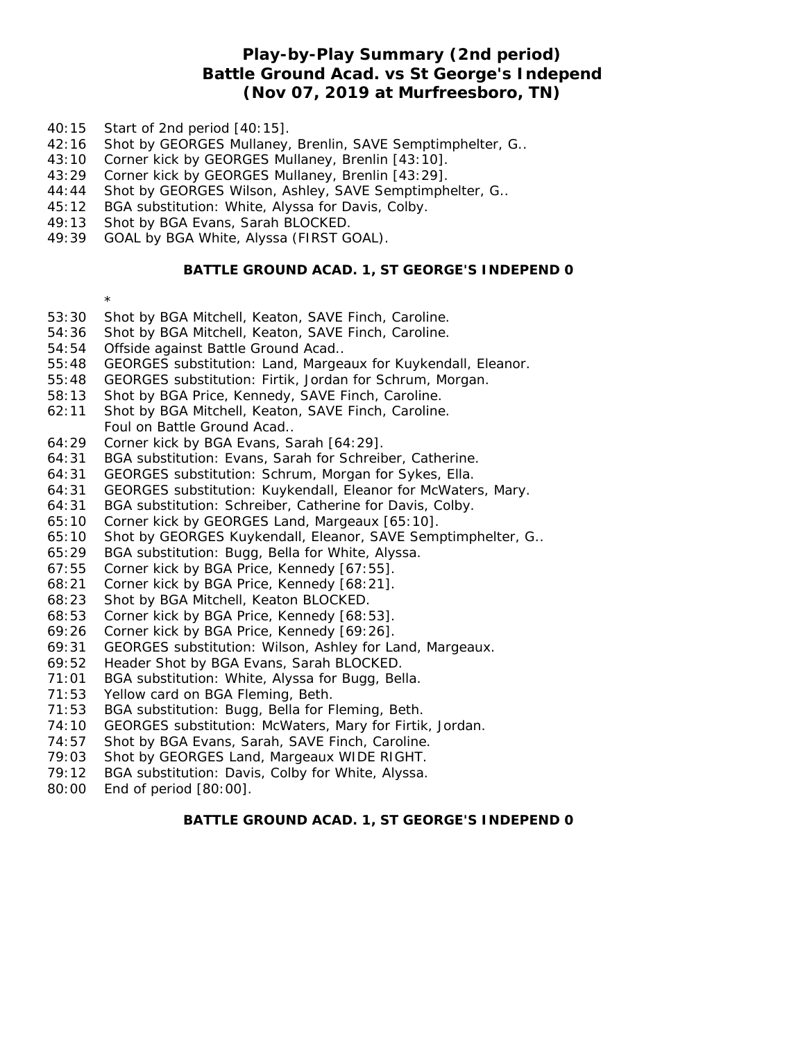# Play-by-Play Summary (2nd period)
# Battle Ground Acad. vs St George's Independ
# (Nov 07, 2019 at Murfreesboro, TN)

40:15 Start of 2nd period [40:15].
42:16 Shot by GEORGES Mullaney, Brenlin, SAVE Semptimphelter, G..
43:10 Corner kick by GEORGES Mullaney, Brenlin [43:10].
43:29 Corner kick by GEORGES Mullaney, Brenlin [43:29].
44:44 Shot by GEORGES Wilson, Ashley, SAVE Semptimphelter, G..
45:12 BGA substitution: White, Alyssa for Davis, Colby.
49:13 Shot by BGA Evans, Sarah BLOCKED.
49:39 GOAL by BGA White, Alyssa (FIRST GOAL).

**BATTLE GROUND ACAD. 1, ST GEORGE'S INDEPEND 0**

*
53:30 Shot by BGA Mitchell, Keaton, SAVE Finch, Caroline.
54:36 Shot by BGA Mitchell, Keaton, SAVE Finch, Caroline.
54:54 Offside against Battle Ground Acad..
55:48 GEORGES substitution: Land, Margeaux for Kuykendall, Eleanor.
55:48 GEORGES substitution: Firtik, Jordan for Schrum, Morgan.
58:13 Shot by BGA Price, Kennedy, SAVE Finch, Caroline.
62:11 Shot by BGA Mitchell, Keaton, SAVE Finch, Caroline.
Foul on Battle Ground Acad..
64:29 Corner kick by BGA Evans, Sarah [64:29].
64:31 BGA substitution: Evans, Sarah for Schreiber, Catherine.
64:31 GEORGES substitution: Schrum, Morgan for Sykes, Ella.
64:31 GEORGES substitution: Kuykendall, Eleanor for McWaters, Mary.
64:31 BGA substitution: Schreiber, Catherine for Davis, Colby.
65:10 Corner kick by GEORGES Land, Margeaux [65:10].
65:10 Shot by GEORGES Kuykendall, Eleanor, SAVE Semptimphelter, G..
65:29 BGA substitution: Bugg, Bella for White, Alyssa.
67:55 Corner kick by BGA Price, Kennedy [67:55].
68:21 Corner kick by BGA Price, Kennedy [68:21].
68:23 Shot by BGA Mitchell, Keaton BLOCKED.
68:53 Corner kick by BGA Price, Kennedy [68:53].
69:26 Corner kick by BGA Price, Kennedy [69:26].
69:31 GEORGES substitution: Wilson, Ashley for Land, Margeaux.
69:52 Header Shot by BGA Evans, Sarah BLOCKED.
71:01 BGA substitution: White, Alyssa for Bugg, Bella.
71:53 Yellow card on BGA Fleming, Beth.
71:53 BGA substitution: Bugg, Bella for Fleming, Beth.
74:10 GEORGES substitution: McWaters, Mary for Firtik, Jordan.
74:57 Shot by BGA Evans, Sarah, SAVE Finch, Caroline.
79:03 Shot by GEORGES Land, Margeaux WIDE RIGHT.
79:12 BGA substitution: Davis, Colby for White, Alyssa.
80:00 End of period [80:00].

**BATTLE GROUND ACAD. 1, ST GEORGE'S INDEPEND 0**